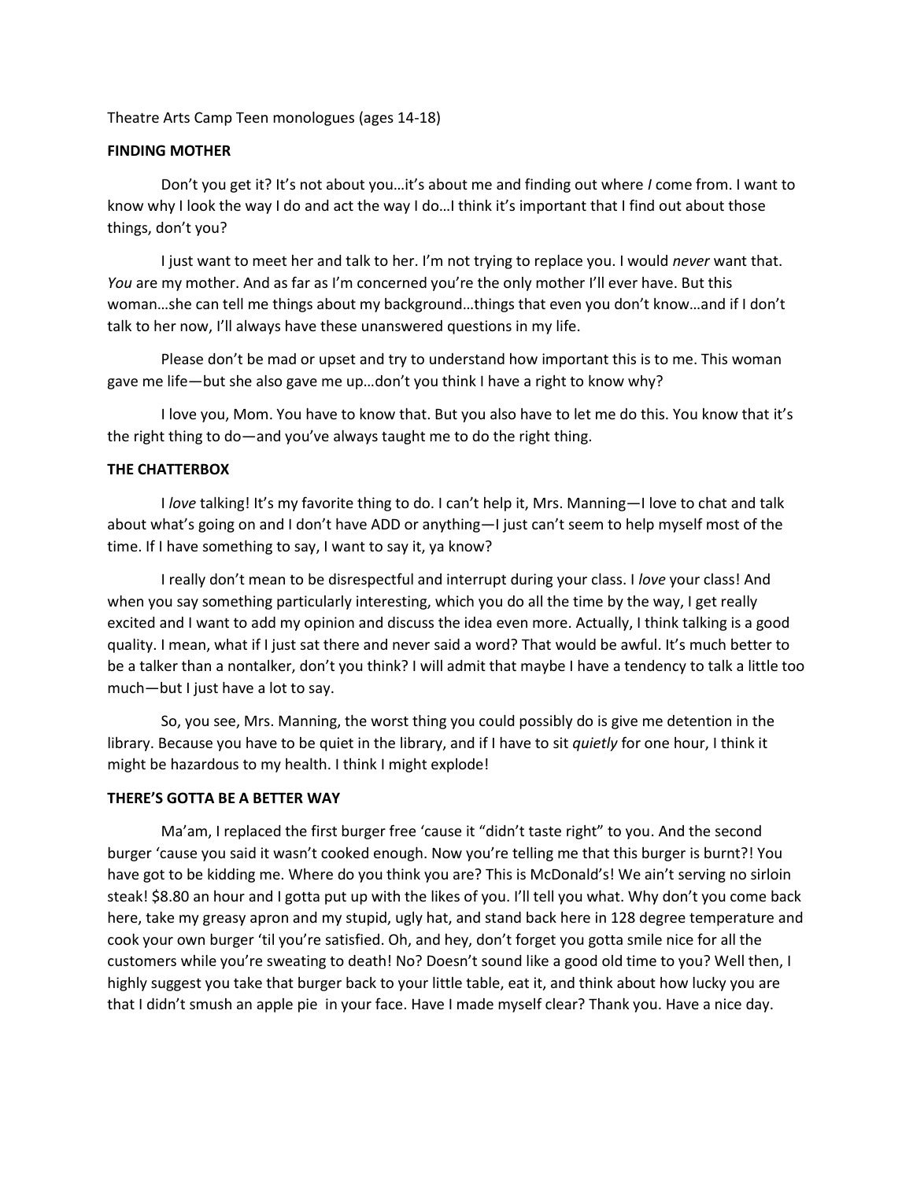Theatre Arts Camp Teen monologues (ages 14-18)

## FINDING MOTHER

Don't you get it? It's not about you…it's about me and finding out where *I* come from. I want to know why I look the way I do and act the way I do…I think it's important that I find out about those things, don't you?

I just want to meet her and talk to her. I'm not trying to replace you. I would *never* want that. *You* are my mother. And as far as I'm concerned you're the only mother I'll ever have. But this woman…she can tell me things about my background…things that even you don't know…and if I don't talk to her now, I'll always have these unanswered questions in my life.

Please don't be mad or upset and try to understand how important this is to me. This woman gave me life—but she also gave me up…don't you think I have a right to know why?

I love you, Mom. You have to know that. But you also have to let me do this. You know that it's the right thing to do—and you've always taught me to do the right thing.

## THE CHATTERBOX

I *love* talking! It's my favorite thing to do. I can't help it, Mrs. Manning—I love to chat and talk about what's going on and I don't have ADD or anything—I just can't seem to help myself most of the time. If I have something to say, I want to say it, ya know?

I really don't mean to be disrespectful and interrupt during your class. I *love* your class! And when you say something particularly interesting, which you do all the time by the way, I get really excited and I want to add my opinion and discuss the idea even more. Actually, I think talking is a good quality. I mean, what if I just sat there and never said a word? That would be awful. It's much better to be a talker than a nontalker, don't you think? I will admit that maybe I have a tendency to talk a little too much—but I just have a lot to say.

So, you see, Mrs. Manning, the worst thing you could possibly do is give me detention in the library. Because you have to be quiet in the library, and if I have to sit *quietly* for one hour, I think it might be hazardous to my health. I think I might explode!

## THERE'S GOTTA BE A BETTER WAY

Ma'am, I replaced the first burger free 'cause it "didn't taste right" to you. And the second burger 'cause you said it wasn't cooked enough. Now you're telling me that this burger is burnt?! You have got to be kidding me. Where do you think you are? This is McDonald's! We ain't serving no sirloin steak! $8.80 an hour and I gotta put up with the likes of you. I'll tell you what. Why don't you come back here, take my greasy apron and my stupid, ugly hat, and stand back here in 128 degree temperature and cook your own burger 'til you're satisfied. Oh, and hey, don't forget you gotta smile nice for all the customers while you're sweating to death! No? Doesn't sound like a good old time to you? Well then, I highly suggest you take that burger back to your little table, eat it, and think about how lucky you are that I didn't smush an apple pie in your face. Have I made myself clear? Thank you. Have a nice day.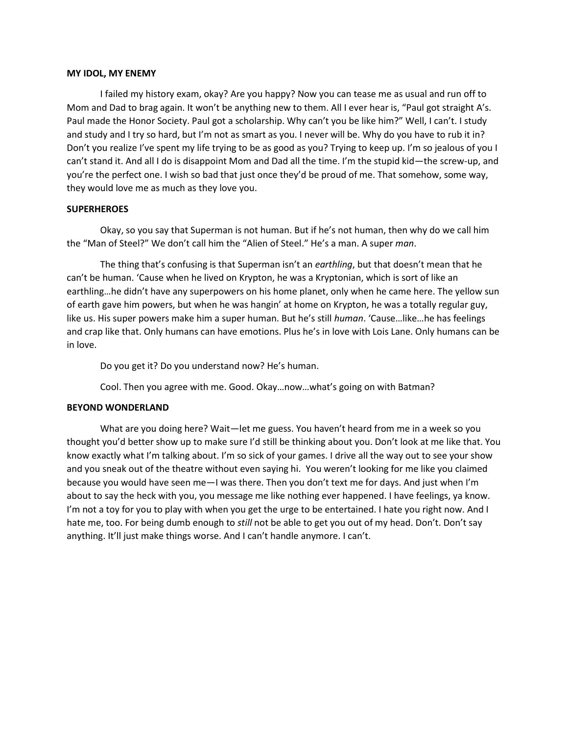**MY IDOL, MY ENEMY**

I failed my history exam, okay? Are you happy? Now you can tease me as usual and run off to Mom and Dad to brag again. It won't be anything new to them. All I ever hear is, "Paul got straight A's. Paul made the Honor Society. Paul got a scholarship. Why can't you be like him?" Well, I can't. I study and study and I try so hard, but I'm not as smart as you. I never will be. Why do you have to rub it in? Don't you realize I've spent my life trying to be as good as you? Trying to keep up. I'm so jealous of you I can't stand it. And all I do is disappoint Mom and Dad all the time. I'm the stupid kid—the screw-up, and you're the perfect one. I wish so bad that just once they'd be proud of me. That somehow, some way, they would love me as much as they love you.

**SUPERHEROES**

Okay, so you say that Superman is not human. But if he's not human, then why do we call him the "Man of Steel?" We don't call him the "Alien of Steel." He's a man. A super *man*.

The thing that's confusing is that Superman isn't an *earthling*, but that doesn't mean that he can't be human. 'Cause when he lived on Krypton, he was a Kryptonian, which is sort of like an earthling…he didn't have any superpowers on his home planet, only when he came here. The yellow sun of earth gave him powers, but when he was hangin' at home on Krypton, he was a totally regular guy, like us. His super powers make him a super human. But he's still *human*. 'Cause…like…he has feelings and crap like that. Only humans can have emotions. Plus he's in love with Lois Lane. Only humans can be in love.

Do you get it? Do you understand now? He's human.

Cool. Then you agree with me. Good. Okay…now…what's going on with Batman?

**BEYOND WONDERLAND**

What are you doing here? Wait—let me guess. You haven't heard from me in a week so you thought you'd better show up to make sure I'd still be thinking about you. Don't look at me like that. You know exactly what I'm talking about. I'm so sick of your games. I drive all the way out to see your show and you sneak out of the theatre without even saying hi. You weren't looking for me like you claimed because you would have seen me—I was there. Then you don't text me for days. And just when I'm about to say the heck with you, you message me like nothing ever happened. I have feelings, ya know. I'm not a toy for you to play with when you get the urge to be entertained. I hate you right now. And I hate me, too. For being dumb enough to *still* not be able to get you out of my head. Don't. Don't say anything. It'll just make things worse. And I can't handle anymore. I can't.